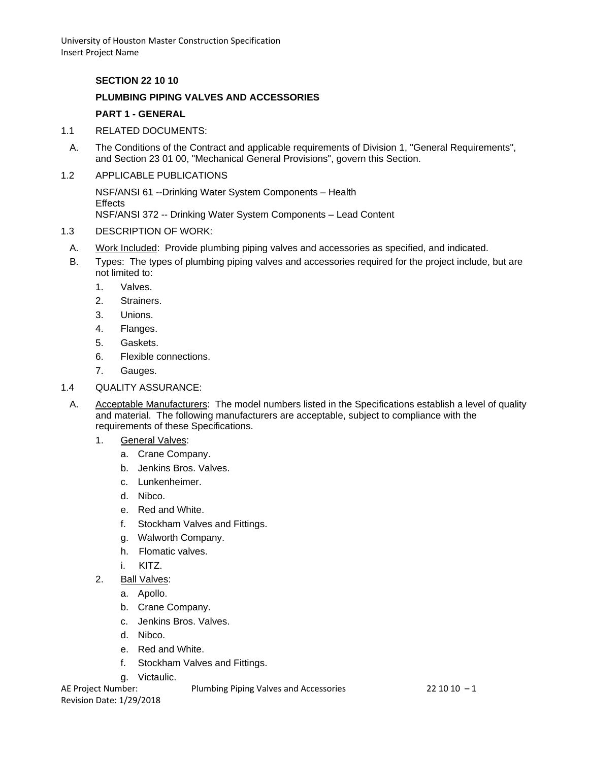## SECTION 22 10 10

## PLUMBING PIPING VALVES AND ACCESSORIES

### PART 1 - GENERAL

1.1 RELATED DOCUMENTS:

A. The Conditions of the Contract and applicable requirements of Division 1, "General Requirements", and Section 23 01 00, "Mechanical General Provisions", govern this Section.

1.2 APPLICABLE PUBLICATIONS

NSF/ANSI 61 --Drinking Water System Components – Health Effects
NSF/ANSI 372 -- Drinking Water System Components – Lead Content

1.3 DESCRIPTION OF WORK:

A. Work Included: Provide plumbing piping valves and accessories as specified, and indicated.

B. Types: The types of plumbing piping valves and accessories required for the project include, but are not limited to:

1. Valves.
2. Strainers.
3. Unions.
4. Flanges.
5. Gaskets.
6. Flexible connections.
7. Gauges.

1.4 QUALITY ASSURANCE:

A. Acceptable Manufacturers: The model numbers listed in the Specifications establish a level of quality and material. The following manufacturers are acceptable, subject to compliance with the requirements of these Specifications.

1. General Valves:
   a. Crane Company.
   b. Jenkins Bros. Valves.
   c. Lunkenheimer.
   d. Nibco.
   e. Red and White.
   f. Stockham Valves and Fittings.
   g. Walworth Company.
   h. Flomatic valves.
   i. KITZ.

2. Ball Valves:
   a. Apollo.
   b. Crane Company.
   c. Jenkins Bros. Valves.
   d. Nibco.
   e. Red and White.
   f. Stockham Valves and Fittings.
   g. Victaulic.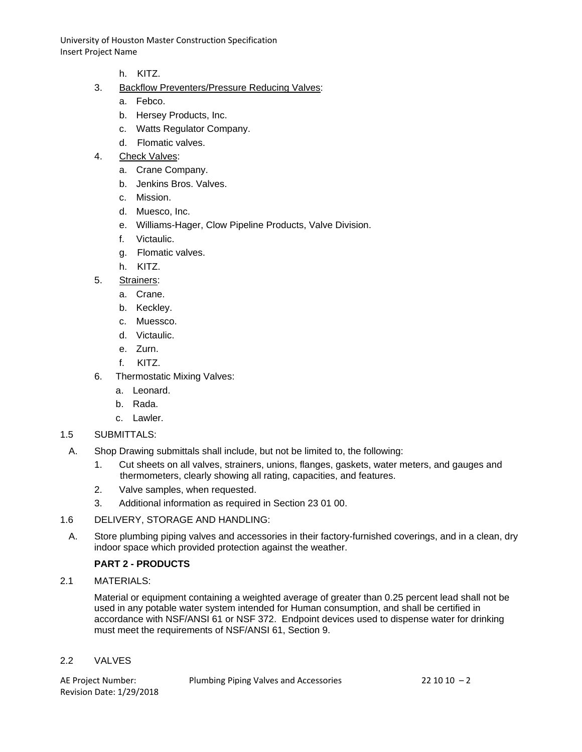h. KITZ.

3. Backflow Preventers/Pressure Reducing Valves:
   a. Febco.
   b. Hersey Products, Inc.
   c. Watts Regulator Company.
   d. Flomatic valves.

4. Check Valves:
   a. Crane Company.
   b. Jenkins Bros. Valves.
   c. Mission.
   d. Muesco, Inc.
   e. Williams-Hager, Clow Pipeline Products, Valve Division.
   f. Victaulic.
   g. Flomatic valves.
   h. KITZ.

5. Strainers:
   a. Crane.
   b. Keckley.
   c. Muessco.
   d. Victaulic.
   e. Zurn.
   f. KITZ.

6. Thermostatic Mixing Valves:
   a. Leonard.
   b. Rada.
   c. Lawler.

1.5 SUBMITTALS:

A. Shop Drawing submittals shall include, but not be limited to, the following:
   1. Cut sheets on all valves, strainers, unions, flanges, gaskets, water meters, and gauges and thermometers, clearly showing all rating, capacities, and features.
   2. Valve samples, when requested.
   3. Additional information as required in Section 23 01 00.

1.6 DELIVERY, STORAGE AND HANDLING:

A. Store plumbing piping valves and accessories in their factory-furnished coverings, and in a clean, dry indoor space which provided protection against the weather.

## PART 2 - PRODUCTS

2.1 MATERIALS:

Material or equipment containing a weighted average of greater than 0.25 percent lead shall not be used in any potable water system intended for Human consumption, and shall be certified in accordance with NSF/ANSI 61 or NSF 372. Endpoint devices used to dispense water for drinking must meet the requirements of NSF/ANSI 61, Section 9.

2.2 VALVES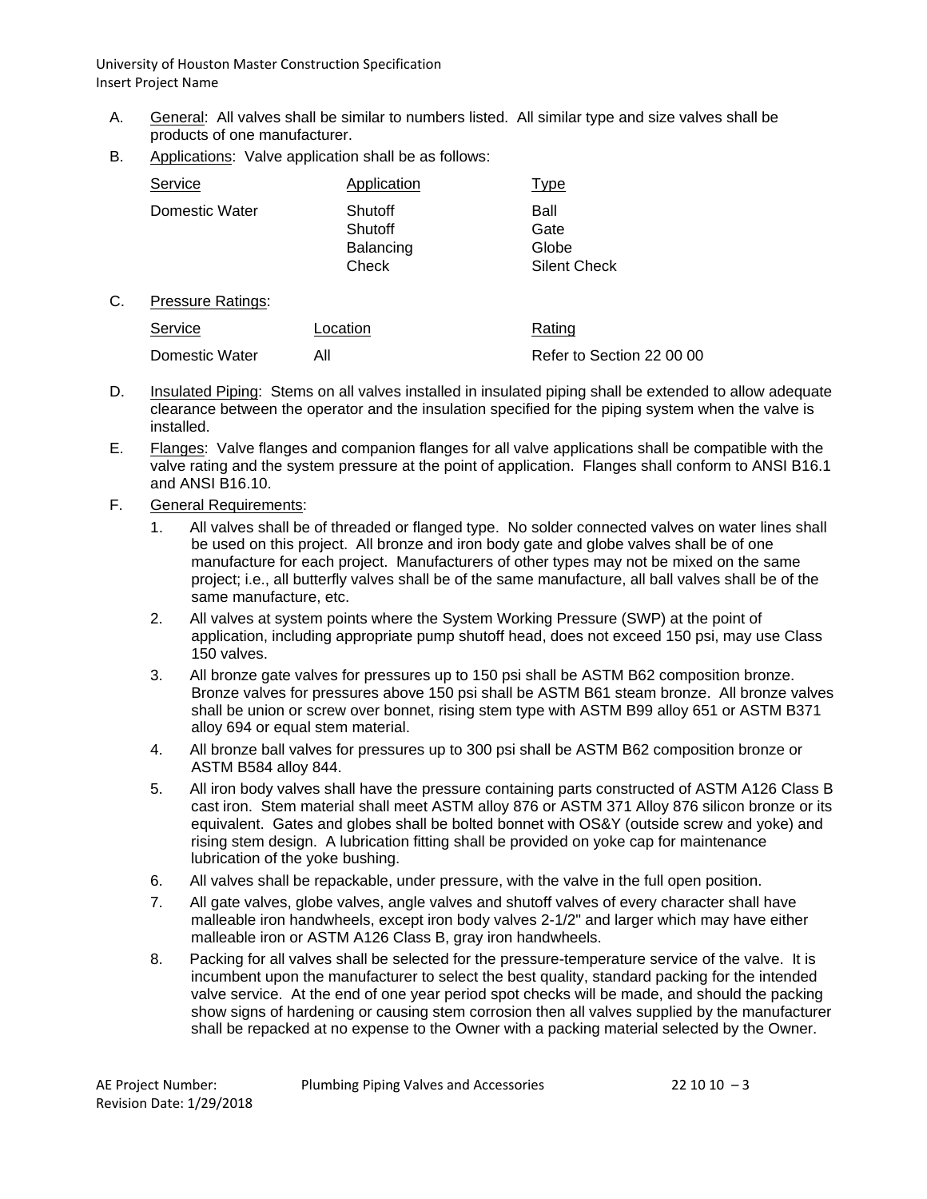A. General: All valves shall be similar to numbers listed. All similar type and size valves shall be products of one manufacturer.

B. Applications: Valve application shall be as follows:

| Service | Application | Type |
|---|---|---|
| Domestic Water | Shutoff | Ball |
| | Shutoff | Gate |
| | Balancing | Globe |
| | Check | Silent Check |

C. Pressure Ratings:

| Service | Location | Rating |
|---|---|---|
| Domestic Water | All | Refer to Section 22 00 00 |

D. Insulated Piping: Stems on all valves installed in insulated piping shall be extended to allow adequate clearance between the operator and the insulation specified for the piping system when the valve is installed.

E. Flanges: Valve flanges and companion flanges for all valve applications shall be compatible with the valve rating and the system pressure at the point of application. Flanges shall conform to ANSI B16.1 and ANSI B16.10.

F. General Requirements:

1. All valves shall be of threaded or flanged type. No solder connected valves on water lines shall be used on this project. All bronze and iron body gate and globe valves shall be of one manufacture for each project. Manufacturers of other types may not be mixed on the same project; i.e., all butterfly valves shall be of the same manufacture, all ball valves shall be of the same manufacture, etc.
2. All valves at system points where the System Working Pressure (SWP) at the point of application, including appropriate pump shutoff head, does not exceed 150 psi, may use Class 150 valves.
3. All bronze gate valves for pressures up to 150 psi shall be ASTM B62 composition bronze. Bronze valves for pressures above 150 psi shall be ASTM B61 steam bronze. All bronze valves shall be union or screw over bonnet, rising stem type with ASTM B99 alloy 651 or ASTM B371 alloy 694 or equal stem material.
4. All bronze ball valves for pressures up to 300 psi shall be ASTM B62 composition bronze or ASTM B584 alloy 844.
5. All iron body valves shall have the pressure containing parts constructed of ASTM A126 Class B cast iron. Stem material shall meet ASTM alloy 876 or ASTM 371 Alloy 876 silicon bronze or its equivalent. Gates and globes shall be bolted bonnet with OS&Y (outside screw and yoke) and rising stem design. A lubrication fitting shall be provided on yoke cap for maintenance lubrication of the yoke bushing.
6. All valves shall be repackable, under pressure, with the valve in the full open position.
7. All gate valves, globe valves, angle valves and shutoff valves of every character shall have malleable iron handwheels, except iron body valves 2-1/2" and larger which may have either malleable iron or ASTM A126 Class B, gray iron handwheels.
8. Packing for all valves shall be selected for the pressure-temperature service of the valve. It is incumbent upon the manufacturer to select the best quality, standard packing for the intended valve service. At the end of one year period spot checks will be made, and should the packing show signs of hardening or causing stem corrosion then all valves supplied by the manufacturer shall be repacked at no expense to the Owner with a packing material selected by the Owner.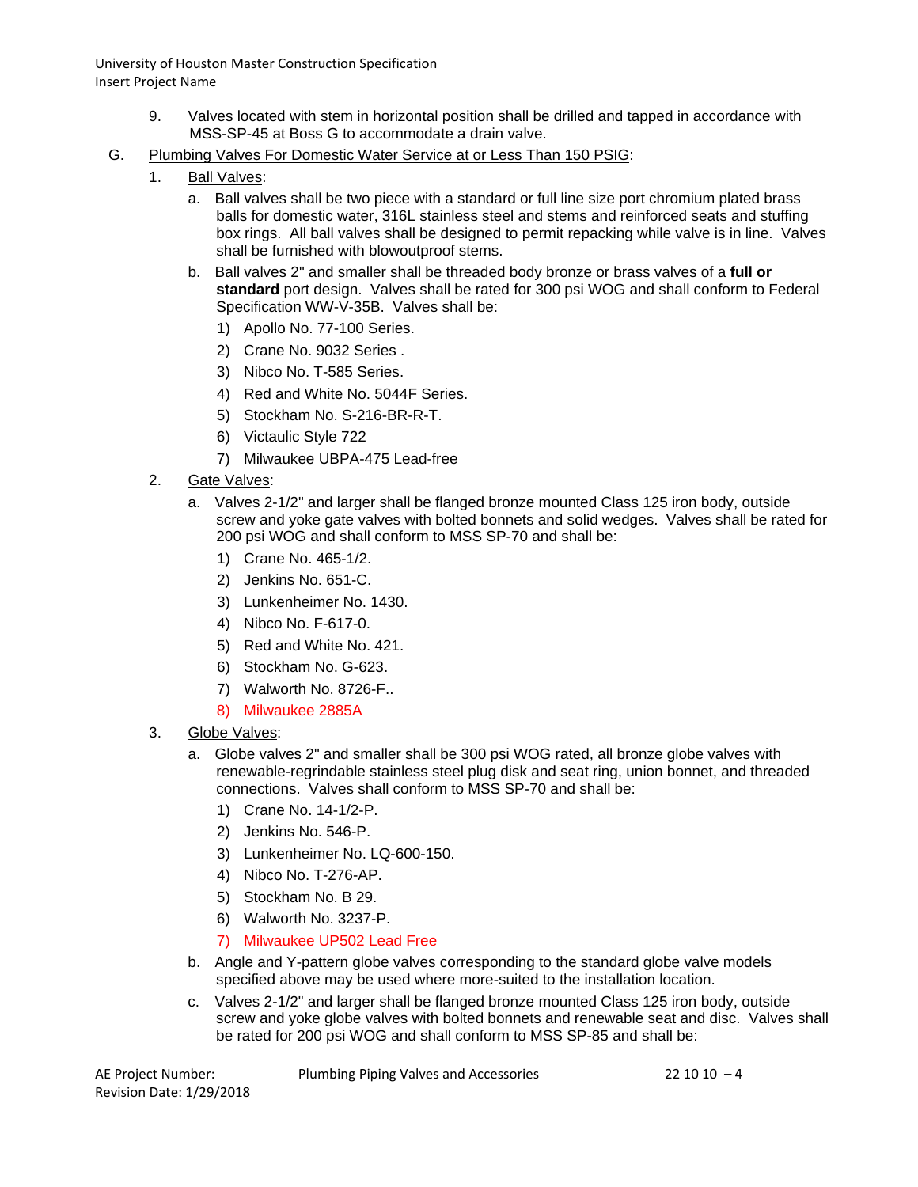9. Valves located with stem in horizontal position shall be drilled and tapped in accordance with MSS-SP-45 at Boss G to accommodate a drain valve.

G. Plumbing Valves For Domestic Water Service at or Less Than 150 PSIG:

1. Ball Valves:

   a. Ball valves shall be two piece with a standard or full line size port chromium plated brass balls for domestic water, 316L stainless steel and stems and reinforced seats and stuffing box rings. All ball valves shall be designed to permit repacking while valve is in line. Valves shall be furnished with blowoutproof stems.

   b. Ball valves 2" and smaller shall be threaded body bronze or brass valves of a **full or standard** port design. Valves shall be rated for 300 psi WOG and shall conform to Federal Specification WW-V-35B. Valves shall be:

      1) Apollo No. 77-100 Series.
      2) Crane No. 9032 Series .
      3) Nibco No. T-585 Series.
      4) Red and White No. 5044F Series.
      5) Stockham No. S-216-BR-R-T.
      6) Victaulic Style 722
      7) Milwaukee UBPA-475 Lead-free

2. Gate Valves:

   a. Valves 2-1/2" and larger shall be flanged bronze mounted Class 125 iron body, outside screw and yoke gate valves with bolted bonnets and solid wedges. Valves shall be rated for 200 psi WOG and shall conform to MSS SP-70 and shall be:

      1) Crane No. 465-1/2.
      2) Jenkins No. 651-C.
      3) Lunkenheimer No. 1430.
      4) Nibco No. F-617-0.
      5) Red and White No. 421.
      6) Stockham No. G-623.
      7) Walworth No. 8726-F..
      8) Milwaukee 2885A

3. Globe Valves:

   a. Globe valves 2" and smaller shall be 300 psi WOG rated, all bronze globe valves with renewable-regrindable stainless steel plug disk and seat ring, union bonnet, and threaded connections. Valves shall conform to MSS SP-70 and shall be:

      1) Crane No. 14-1/2-P.
      2) Jenkins No. 546-P.
      3) Lunkenheimer No. LQ-600-150.
      4) Nibco No. T-276-AP.
      5) Stockham No. B 29.
      6) Walworth No. 3237-P.
      7) Milwaukee UP502 Lead Free

   b. Angle and Y-pattern globe valves corresponding to the standard globe valve models specified above may be used where more-suited to the installation location.

   c. Valves 2-1/2" and larger shall be flanged bronze mounted Class 125 iron body, outside screw and yoke globe valves with bolted bonnets and renewable seat and disc. Valves shall be rated for 200 psi WOG and shall conform to MSS SP-85 and shall be: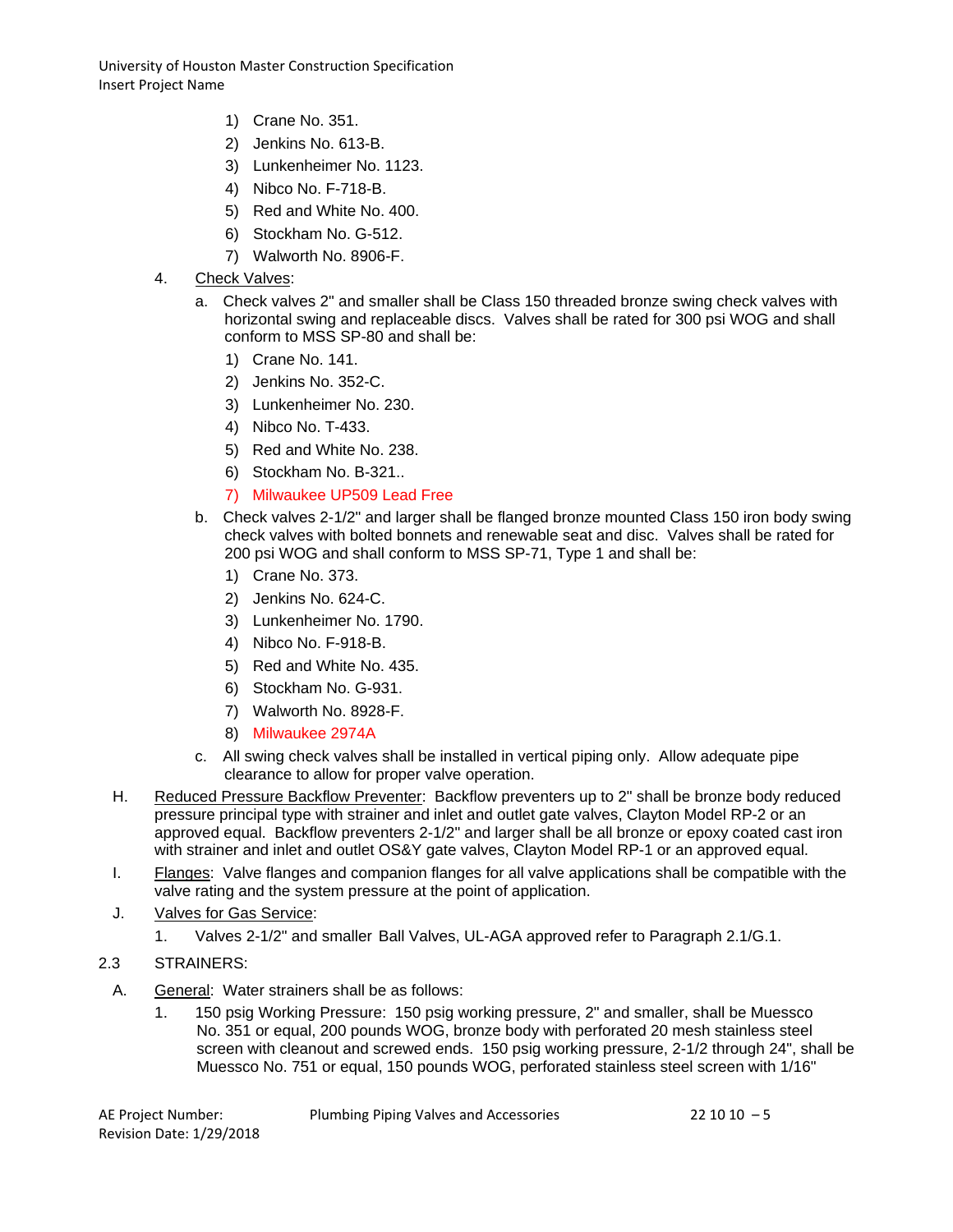1) Crane No. 351.
2) Jenkins No. 613-B.
3) Lunkenheimer No. 1123.
4) Nibco No. F-718-B.
5) Red and White No. 400.
6) Stockham No. G-512.
7) Walworth No. 8906-F.

4. Check Valves:

a. Check valves 2" and smaller shall be Class 150 threaded bronze swing check valves with horizontal swing and replaceable discs. Valves shall be rated for 300 psi WOG and shall conform to MSS SP-80 and shall be:

1) Crane No. 141.
2) Jenkins No. 352-C.
3) Lunkenheimer No. 230.
4) Nibco No. T-433.
5) Red and White No. 238.
6) Stockham No. B-321..
7) Milwaukee UP509 Lead Free

b. Check valves 2-1/2" and larger shall be flanged bronze mounted Class 150 iron body swing check valves with bolted bonnets and renewable seat and disc. Valves shall be rated for 200 psi WOG and shall conform to MSS SP-71, Type 1 and shall be:

1) Crane No. 373.
2) Jenkins No. 624-C.
3) Lunkenheimer No. 1790.
4) Nibco No. F-918-B.
5) Red and White No. 435.
6) Stockham No. G-931.
7) Walworth No. 8928-F.
8) Milwaukee 2974A

c. All swing check valves shall be installed in vertical piping only. Allow adequate pipe clearance to allow for proper valve operation.

H. Reduced Pressure Backflow Preventer: Backflow preventers up to 2" shall be bronze body reduced pressure principal type with strainer and inlet and outlet gate valves, Clayton Model RP-2 or an approved equal. Backflow preventers 2-1/2" and larger shall be all bronze or epoxy coated cast iron with strainer and inlet and outlet OS&Y gate valves, Clayton Model RP-1 or an approved equal.

I. Flanges: Valve flanges and companion flanges for all valve applications shall be compatible with the valve rating and the system pressure at the point of application.

J. Valves for Gas Service:

1. Valves 2-1/2" and smaller Ball Valves, UL-AGA approved refer to Paragraph 2.1/G.1.

2.3 STRAINERS:

A. General: Water strainers shall be as follows:

1. 150 psig Working Pressure: 150 psig working pressure, 2" and smaller, shall be Muessco No. 351 or equal, 200 pounds WOG, bronze body with perforated 20 mesh stainless steel screen with cleanout and screwed ends. 150 psig working pressure, 2-1/2 through 24", shall be Muessco No. 751 or equal, 150 pounds WOG, perforated stainless steel screen with 1/16"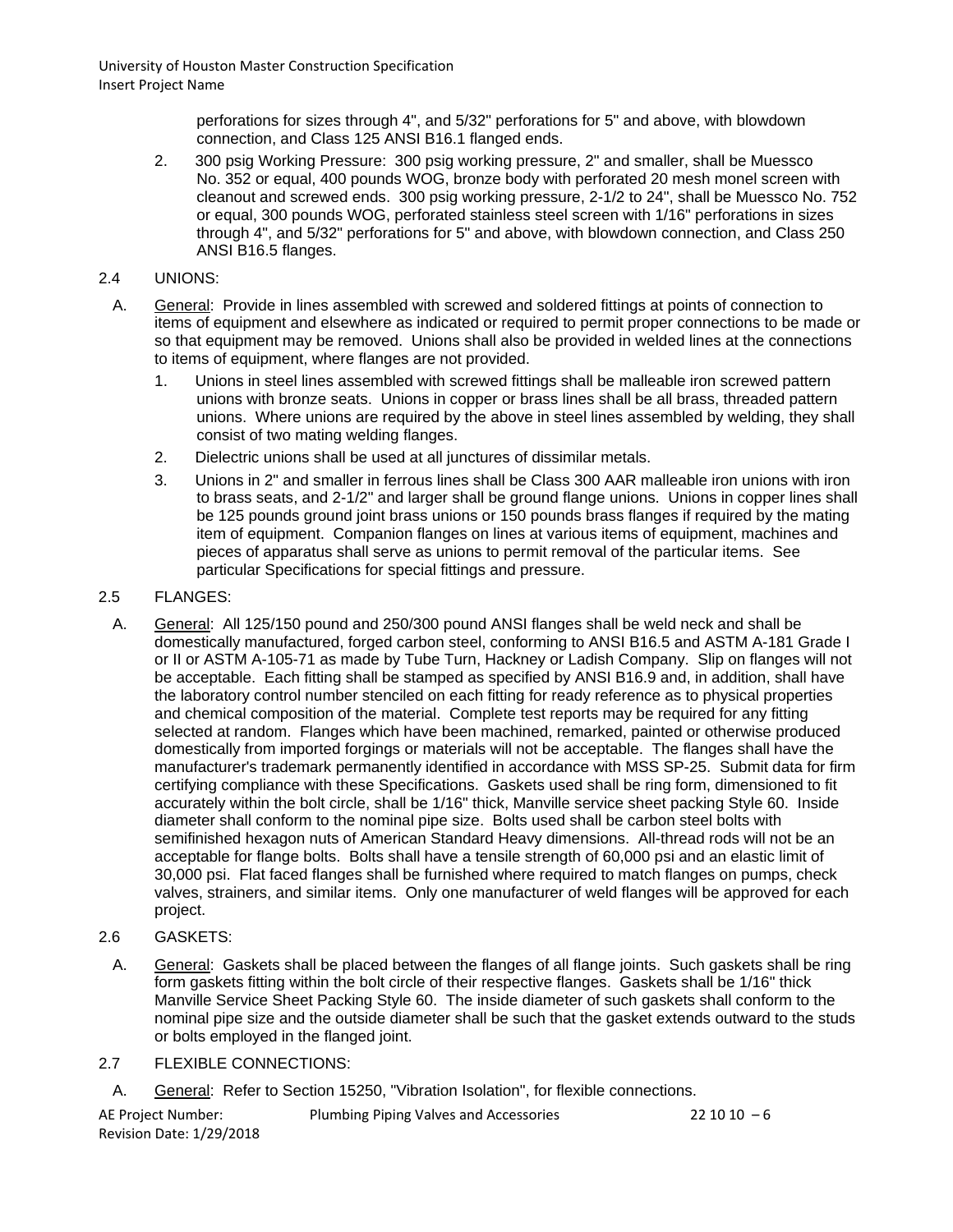perforations for sizes through 4", and 5/32" perforations for 5" and above, with blowdown connection, and Class 125 ANSI B16.1 flanged ends.

2. 300 psig Working Pressure: 300 psig working pressure, 2" and smaller, shall be Muessco No. 352 or equal, 400 pounds WOG, bronze body with perforated 20 mesh monel screen with cleanout and screwed ends. 300 psig working pressure, 2-1/2 to 24", shall be Muessco No. 752 or equal, 300 pounds WOG, perforated stainless steel screen with 1/16" perforations in sizes through 4", and 5/32" perforations for 5" and above, with blowdown connection, and Class 250 ANSI B16.5 flanges.

## 2.4 UNIONS:

A. General: Provide in lines assembled with screwed and soldered fittings at points of connection to items of equipment and elsewhere as indicated or required to permit proper connections to be made or so that equipment may be removed. Unions shall also be provided in welded lines at the connections to items of equipment, where flanges are not provided.

1. Unions in steel lines assembled with screwed fittings shall be malleable iron screwed pattern unions with bronze seats. Unions in copper or brass lines shall be all brass, threaded pattern unions. Where unions are required by the above in steel lines assembled by welding, they shall consist of two mating welding flanges.

2. Dielectric unions shall be used at all junctures of dissimilar metals.

3. Unions in 2" and smaller in ferrous lines shall be Class 300 AAR malleable iron unions with iron to brass seats, and 2-1/2" and larger shall be ground flange unions. Unions in copper lines shall be 125 pounds ground joint brass unions or 150 pounds brass flanges if required by the mating item of equipment. Companion flanges on lines at various items of equipment, machines and pieces of apparatus shall serve as unions to permit removal of the particular items. See particular Specifications for special fittings and pressure.

## 2.5 FLANGES:

A. General: All 125/150 pound and 250/300 pound ANSI flanges shall be weld neck and shall be domestically manufactured, forged carbon steel, conforming to ANSI B16.5 and ASTM A-181 Grade I or II or ASTM A-105-71 as made by Tube Turn, Hackney or Ladish Company. Slip on flanges will not be acceptable. Each fitting shall be stamped as specified by ANSI B16.9 and, in addition, shall have the laboratory control number stenciled on each fitting for ready reference as to physical properties and chemical composition of the material. Complete test reports may be required for any fitting selected at random. Flanges which have been machined, remarked, painted or otherwise produced domestically from imported forgings or materials will not be acceptable. The flanges shall have the manufacturer's trademark permanently identified in accordance with MSS SP-25. Submit data for firm certifying compliance with these Specifications. Gaskets used shall be ring form, dimensioned to fit accurately within the bolt circle, shall be 1/16" thick, Manville service sheet packing Style 60. Inside diameter shall conform to the nominal pipe size. Bolts used shall be carbon steel bolts with semifinished hexagon nuts of American Standard Heavy dimensions. All-thread rods will not be an acceptable for flange bolts. Bolts shall have a tensile strength of 60,000 psi and an elastic limit of 30,000 psi. Flat faced flanges shall be furnished where required to match flanges on pumps, check valves, strainers, and similar items. Only one manufacturer of weld flanges will be approved for each project.

## 2.6 GASKETS:

A. General: Gaskets shall be placed between the flanges of all flange joints. Such gaskets shall be ring form gaskets fitting within the bolt circle of their respective flanges. Gaskets shall be 1/16" thick Manville Service Sheet Packing Style 60. The inside diameter of such gaskets shall conform to the nominal pipe size and the outside diameter shall be such that the gasket extends outward to the studs or bolts employed in the flanged joint.

## 2.7 FLEXIBLE CONNECTIONS:

A. General: Refer to Section 15250, "Vibration Isolation", for flexible connections.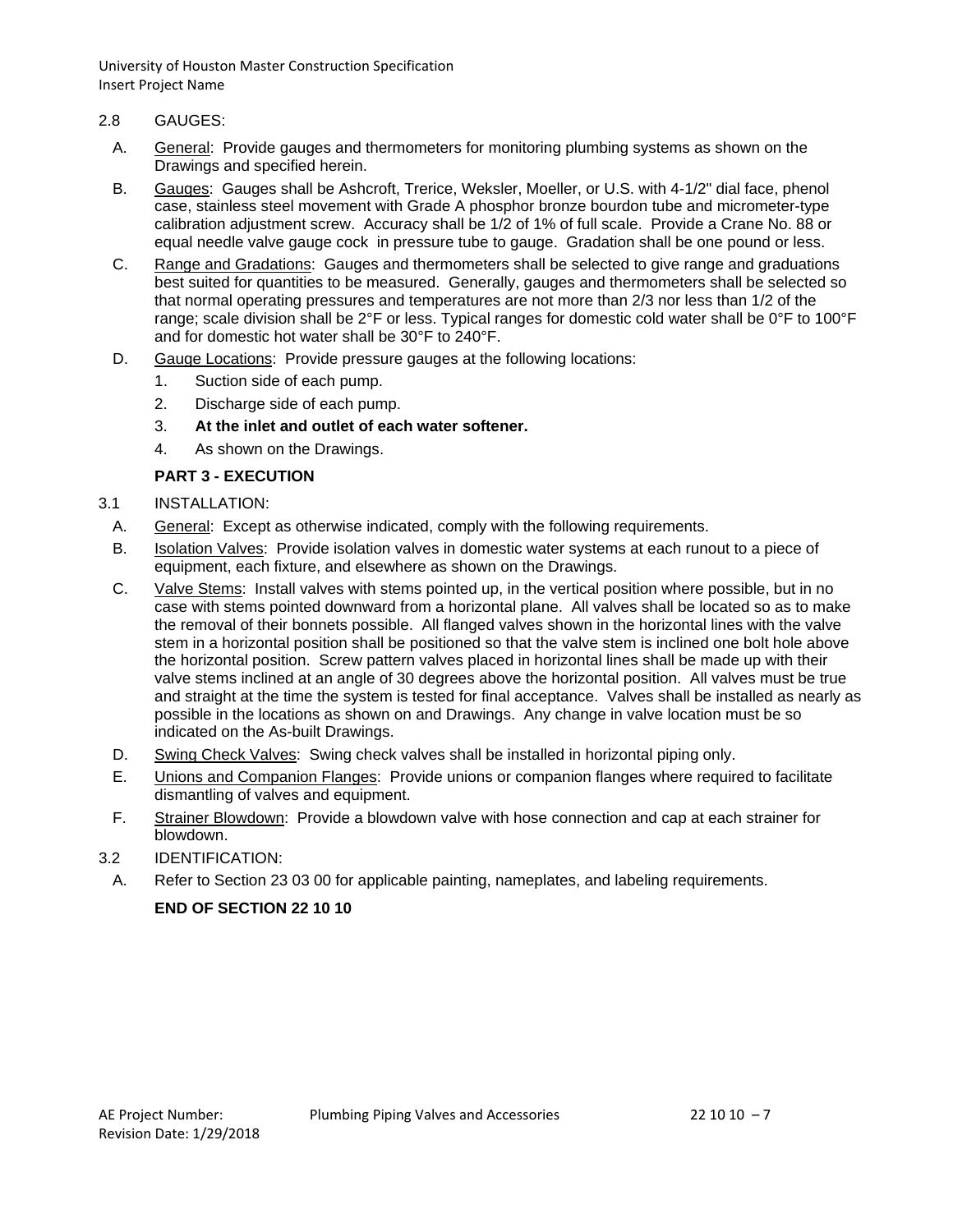2.8 GAUGES:

A. General: Provide gauges and thermometers for monitoring plumbing systems as shown on the Drawings and specified herein.

B. Gauges: Gauges shall be Ashcroft, Trerice, Weksler, Moeller, or U.S. with 4-1/2" dial face, phenol case, stainless steel movement with Grade A phosphor bronze bourdon tube and micrometer-type calibration adjustment screw. Accuracy shall be 1/2 of 1% of full scale. Provide a Crane No. 88 or equal needle valve gauge cock in pressure tube to gauge. Gradation shall be one pound or less.

C. Range and Gradations: Gauges and thermometers shall be selected to give range and graduations best suited for quantities to be measured. Generally, gauges and thermometers shall be selected so that normal operating pressures and temperatures are not more than 2/3 nor less than 1/2 of the range; scale division shall be 2°F or less. Typical ranges for domestic cold water shall be 0°F to 100°F and for domestic hot water shall be 30°F to 240°F.

D. Gauge Locations: Provide pressure gauges at the following locations:

1. Suction side of each pump.
2. Discharge side of each pump.
3. **At the inlet and outlet of each water softener.**
4. As shown on the Drawings.

## PART 3 - EXECUTION

3.1 INSTALLATION:

A. General: Except as otherwise indicated, comply with the following requirements.

B. Isolation Valves: Provide isolation valves in domestic water systems at each runout to a piece of equipment, each fixture, and elsewhere as shown on the Drawings.

C. Valve Stems: Install valves with stems pointed up, in the vertical position where possible, but in no case with stems pointed downward from a horizontal plane. All valves shall be located so as to make the removal of their bonnets possible. All flanged valves shown in the horizontal lines with the valve stem in a horizontal position shall be positioned so that the valve stem is inclined one bolt hole above the horizontal position. Screw pattern valves placed in horizontal lines shall be made up with their valve stems inclined at an angle of 30 degrees above the horizontal position. All valves must be true and straight at the time the system is tested for final acceptance. Valves shall be installed as nearly as possible in the locations as shown on and Drawings. Any change in valve location must be so indicated on the As-built Drawings.

D. Swing Check Valves: Swing check valves shall be installed in horizontal piping only.

E. Unions and Companion Flanges: Provide unions or companion flanges where required to facilitate dismantling of valves and equipment.

F. Strainer Blowdown: Provide a blowdown valve with hose connection and cap at each strainer for blowdown.

3.2 IDENTIFICATION:

A. Refer to Section 23 03 00 for applicable painting, nameplates, and labeling requirements.

**END OF SECTION 22 10 10**